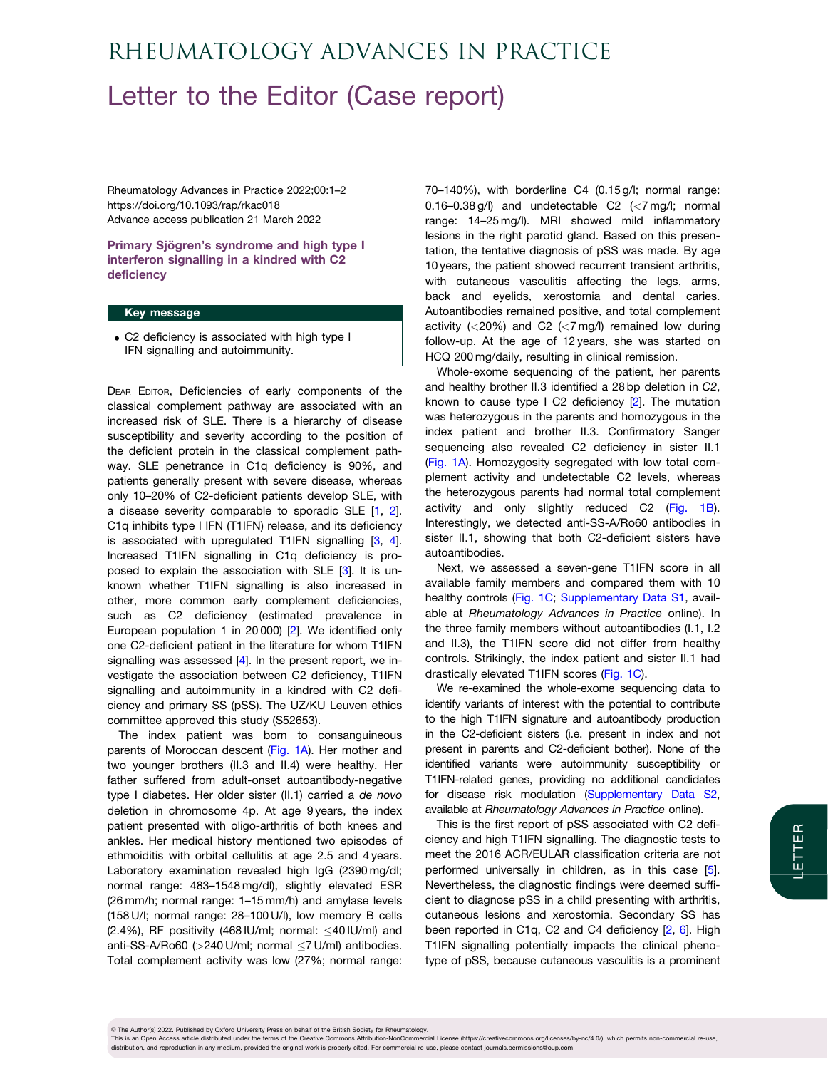# RHEUMATOLOGY ADVANCES IN PRACTICE

# Letter to the Editor (Case report)

Rheumatology Advances in Practice 2022;00:1–2
https://doi.org/10.1093/rap/rkac018
Advance access publication 21 March 2022

## Primary Sjögren's syndrome and high type I interferon signalling in a kindred with C2 deficiency

**Key message**

- C2 deficiency is associated with high type I IFN signalling and autoimmunity.

Dear Editor, Deficiencies of early components of the classical complement pathway are associated with an increased risk of SLE. There is a hierarchy of disease susceptibility and severity according to the position of the deficient protein in the classical complement pathway. SLE penetrance in C1q deficiency is 90%, and patients generally present with severe disease, whereas only 10–20% of C2-deficient patients develop SLE, with a disease severity comparable to sporadic SLE [1, 2]. C1q inhibits type I IFN (T1IFN) release, and its deficiency is associated with upregulated T1IFN signalling [3, 4]. Increased T1IFN signalling in C1q deficiency is proposed to explain the association with SLE [3]. It is unknown whether T1IFN signalling is also increased in other, more common early complement deficiencies, such as C2 deficiency (estimated prevalence in European population 1 in 20 000) [2]. We identified only one C2-deficient patient in the literature for whom T1IFN signalling was assessed [4]. In the present report, we investigate the association between C2 deficiency, T1IFN signalling and autoimmunity in a kindred with C2 deficiency and primary SS (pSS). The UZ/KU Leuven ethics committee approved this study (S52653).

The index patient was born to consanguineous parents of Moroccan descent (Fig. 1A). Her mother and two younger brothers (II.3 and II.4) were healthy. Her father suffered from adult-onset autoantibody-negative type I diabetes. Her older sister (II.1) carried a *de novo* deletion in chromosome 4p. At age 9 years, the index patient presented with oligo-arthritis of both knees and ankles. Her medical history mentioned two episodes of ethmoiditis with orbital cellulitis at age 2.5 and 4 years. Laboratory examination revealed high IgG (2390 mg/dl; normal range: 483–1548 mg/dl), slightly elevated ESR (26 mm/h; normal range: 1–15 mm/h) and amylase levels (158 U/l; normal range: 28–100 U/l), low memory B cells (2.4%), RF positivity (468 IU/ml; normal: ≤40 IU/ml) and anti-SS-A/Ro60 (>240 U/ml; normal ≤7 U/ml) antibodies. Total complement activity was low (27%; normal range: 70–140%), with borderline C4 (0.15 g/l; normal range: 0.16–0.38 g/l) and undetectable C2 (<7 mg/l; normal range: 14–25 mg/l). MRI showed mild inflammatory lesions in the right parotid gland. Based on this presentation, the tentative diagnosis of pSS was made. By age 10 years, the patient showed recurrent transient arthritis, with cutaneous vasculitis affecting the legs, arms, back and eyelids, xerostomia and dental caries. Autoantibodies remained positive, and total complement activity (<20%) and C2 (<7 mg/l) remained low during follow-up. At the age of 12 years, she was started on HCQ 200 mg/daily, resulting in clinical remission.

Whole-exome sequencing of the patient, her parents and healthy brother II.3 identified a 28 bp deletion in *C2*, known to cause type I C2 deficiency [2]. The mutation was heterozygous in the parents and homozygous in the index patient and brother II.3. Confirmatory Sanger sequencing also revealed C2 deficiency in sister II.1 (Fig. 1A). Homozygosity segregated with low total complement activity and undetectable C2 levels, whereas the heterozygous parents had normal total complement activity and only slightly reduced C2 (Fig. 1B). Interestingly, we detected anti-SS-A/Ro60 antibodies in sister II.1, showing that both C2-deficient sisters have autoantibodies.

Next, we assessed a seven-gene T1IFN score in all available family members and compared them with 10 healthy controls (Fig. 1C; Supplementary Data S1, available at *Rheumatology Advances in Practice* online). In the three family members without autoantibodies (I.1, I.2 and II.3), the T1IFN score did not differ from healthy controls. Strikingly, the index patient and sister II.1 had drastically elevated T1IFN scores (Fig. 1C).

We re-examined the whole-exome sequencing data to identify variants of interest with the potential to contribute to the high T1IFN signature and autoantibody production in the C2-deficient sisters (i.e. present in index and not present in parents and C2-deficient bother). None of the identified variants were autoimmunity susceptibility or T1IFN-related genes, providing no additional candidates for disease risk modulation (Supplementary Data S2, available at *Rheumatology Advances in Practice* online).

This is the first report of pSS associated with C2 deficiency and high T1IFN signalling. The diagnostic tests to meet the 2016 ACR/EULAR classification criteria are not performed universally in children, as in this case [5]. Nevertheless, the diagnostic findings were deemed sufficient to diagnose pSS in a child presenting with arthritis, cutaneous lesions and xerostomia. Secondary SS has been reported in C1q, C2 and C4 deficiency [2, 6]. High T1IFN signalling potentially impacts the clinical phenotype of pSS, because cutaneous vasculitis is a prominent

© The Author(s) 2022. Published by Oxford University Press on behalf of the British Society for Rheumatology.
This is an Open Access article distributed under the terms of the Creative Commons Attribution-NonCommercial License (https://creativecommons.org/licenses/by-nc/4.0/), which permits non-commercial re-use, distribution, and reproduction in any medium, provided the original work is properly cited. For commercial re-use, please contact journals.permissions@oup.com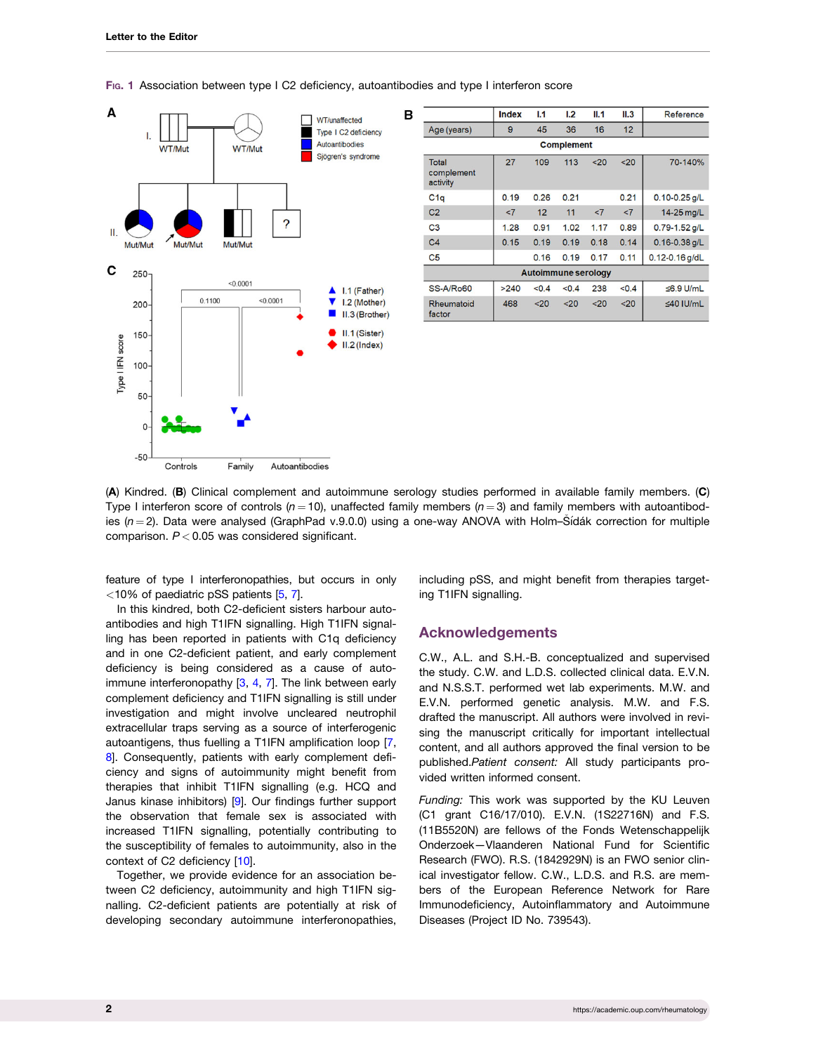**Fig. 1** Association between type I C2 deficiency, autoantibodies and type I interferon score

| | Index | I.1 | I.2 | II.1 | II.3 | Reference |
|---|---|---|---|---|---|---|
| Age (years) | 9 | 45 | 36 | 16 | 12 | |
| **Complement** | | | | | | |
| Total complement activity | 27 | 109 | 113 | <20 | <20 | 70-140% |
| C1q | 0.19 | 0.26 | 0.21 | | 0.21 | 0.10-0.25 g/L |
| C2 | <7 | 12 | 11 | <7 | <7 | 14-25 mg/L |
| C3 | 1.28 | 0.91 | 1.02 | 1.17 | 0.89 | 0.79-1.52 g/L |
| C4 | 0.15 | 0.19 | 0.19 | 0.18 | 0.14 | 0.16-0.38 g/L |
| C5 | | 0.16 | 0.19 | 0.17 | 0.11 | 0.12-0.16 g/dL |
| **Autoimmune serology** | | | | | | |
| SS-A/Ro60 | >240 | <0.4 | <0.4 | 238 | <0.4 | ≤6.9 U/mL |
| Rheumatoid factor | 468 | <20 | <20 | <20 | <20 | ≤40 IU/mL |

(**A**) Kindred. (**B**) Clinical complement and autoimmune serology studies performed in available family members. (**C**) Type I interferon score of controls ($n = 10$), unaffected family members ($n = 3$) and family members with autoantibodies ($n = 2$). Data were analysed (GraphPad v.9.0.0) using a one-way ANOVA with Holm–Šídák correction for multiple comparison. $P < 0.05$ was considered significant.

feature of type I interferonopathies, but occurs in only <10% of paediatric pSS patients [5, 7].

In this kindred, both C2-deficient sisters harbour autoantibodies and high T1IFN signalling. High T1IFN signalling has been reported in patients with C1q deficiency and in one C2-deficient patient, and early complement deficiency is being considered as a cause of autoimmune interferonopathy [3, 4, 7]. The link between early complement deficiency and T1IFN signalling is still under investigation and might involve uncleared neutrophil extracellular traps serving as a source of interferogenic autoantigens, thus fuelling a T1IFN amplification loop [7, 8]. Consequently, patients with early complement deficiency and signs of autoimmunity might benefit from therapies that inhibit T1IFN signalling (e.g. HCQ and Janus kinase inhibitors) [9]. Our findings further support the observation that female sex is associated with increased T1IFN signalling, potentially contributing to the susceptibility of females to autoimmunity, also in the context of C2 deficiency [10].

Together, we provide evidence for an association between C2 deficiency, autoimmunity and high T1IFN signalling. C2-deficient patients are potentially at risk of developing secondary autoimmune interferonopathies, including pSS, and might benefit from therapies targeting T1IFN signalling.

## Acknowledgements

C.W., A.L. and S.H.-B. conceptualized and supervised the study. C.W. and L.D.S. collected clinical data. E.V.N. and N.S.S.T. performed wet lab experiments. M.W. and E.V.N. performed genetic analysis. M.W. and F.S. drafted the manuscript. All authors were involved in revising the manuscript critically for important intellectual content, and all authors approved the final version to be published.*Patient consent:* All study participants provided written informed consent.

*Funding:* This work was supported by the KU Leuven (C1 grant C16/17/010). E.V.N. (1S22716N) and F.S. (11B5520N) are fellows of the Fonds Wetenschappelijk Onderzoek—Vlaanderen National Fund for Scientific Research (FWO). R.S. (1842929N) is an FWO senior clinical investigator fellow. C.W., L.D.S. and R.S. are members of the European Reference Network for Rare Immunodeficiency, Autoinflammatory and Autoimmune Diseases (Project ID No. 739543).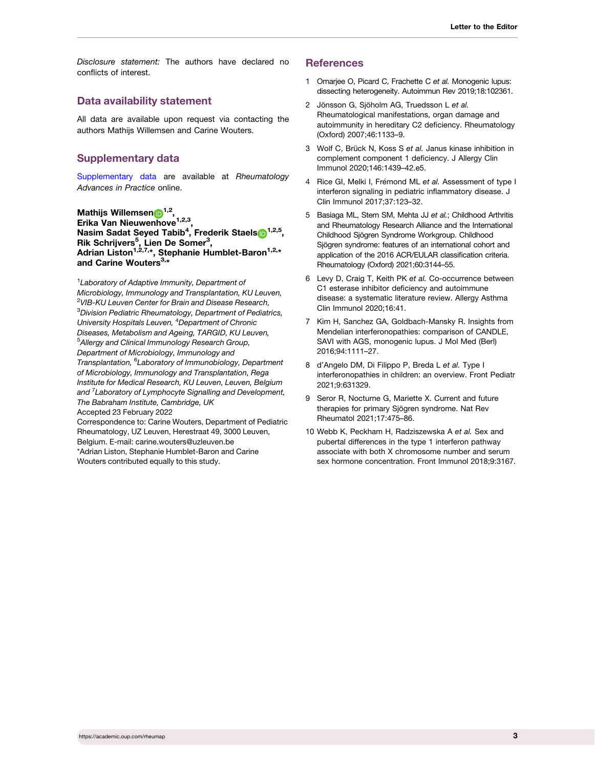*Disclosure statement:* The authors have declared no conflicts of interest.

## Data availability statement

All data are available upon request via contacting the authors Mathijs Willemsen and Carine Wouters.

## Supplementary data

Supplementary data are available at *Rheumatology Advances in Practice* online.

**Mathijs Willemsen[1,2], Erika Van Nieuwenhove[1,2,3], Nasim Sadat Seyed Tabib[4], Frederik Staels[1,2,5], Rik Schrijvers[5], Lien De Somer[3], Adrian Liston[1,2,7,*], Stephanie Humblet-Baron[1,2,*] and Carine Wouters[3,*]**

[1]*Laboratory of Adaptive Immunity, Department of Microbiology, Immunology and Transplantation, KU Leuven,* [2]*VIB-KU Leuven Center for Brain and Disease Research,* [3]*Division Pediatric Rheumatology, Department of Pediatrics, University Hospitals Leuven,* [4]*Department of Chronic Diseases, Metabolism and Ageing, TARGID, KU Leuven,* [5]*Allergy and Clinical Immunology Research Group, Department of Microbiology, Immunology and Transplantation,* [6]*Laboratory of Immunobiology, Department of Microbiology, Immunology and Transplantation, Rega Institute for Medical Research, KU Leuven, Leuven, Belgium and* [7]*Laboratory of Lymphocyte Signalling and Development, The Babraham Institute, Cambridge, UK*

Accepted 23 February 2022

Correspondence to: Carine Wouters, Department of Pediatric Rheumatology, UZ Leuven, Herestraat 49, 3000 Leuven, Belgium. E-mail: carine.wouters@uzleuven.be

*Adrian Liston, Stephanie Humblet-Baron and Carine Wouters contributed equally to this study.

## References

1. Omarjee O, Picard C, Frachette C *et al.* Monogenic lupus: dissecting heterogeneity. Autoimmun Rev 2019;18:102361.
2. Jönsson G, Sjöholm AG, Truedsson L *et al.* Rheumatological manifestations, organ damage and autoimmunity in hereditary C2 deficiency. Rheumatology (Oxford) 2007;46:1133–9.
3. Wolf C, Brück N, Koss S *et al.* Janus kinase inhibition in complement component 1 deficiency. J Allergy Clin Immunol 2020;146:1439–42.e5.
4. Rice GI, Melki I, Frémond ML *et al.* Assessment of type I interferon signaling in pediatric inflammatory disease. J Clin Immunol 2017;37:123–32.
5. Basiaga ML, Stern SM, Mehta JJ *et al.*; Childhood Arthritis and Rheumatology Research Alliance and the International Childhood Sjögren Syndrome Workgroup. Childhood Sjögren syndrome: features of an international cohort and application of the 2016 ACR/EULAR classification criteria. Rheumatology (Oxford) 2021;60:3144–55.
6. Levy D, Craig T, Keith PK *et al.* Co-occurrence between C1 esterase inhibitor deficiency and autoimmune disease: a systematic literature review. Allergy Asthma Clin Immunol 2020;16:41.
7. Kim H, Sanchez GA, Goldbach-Mansky R. Insights from Mendelian interferonopathies: comparison of CANDLE, SAVI with AGS, monogenic lupus. J Mol Med (Berl) 2016;94:1111–27.
8. d'Angelo DM, Di Filippo P, Breda L *et al.* Type I interferonopathies in children: an overview. Front Pediatr 2021;9:631329.
9. Seror R, Nocturne G, Mariette X. Current and future therapies for primary Sjögren syndrome. Nat Rev Rheumatol 2021;17:475–86.
10. Webb K, Peckham H, Radziszewska A *et al.* Sex and pubertal differences in the type 1 interferon pathway associate with both X chromosome number and serum sex hormone concentration. Front Immunol 2018;9:3167.